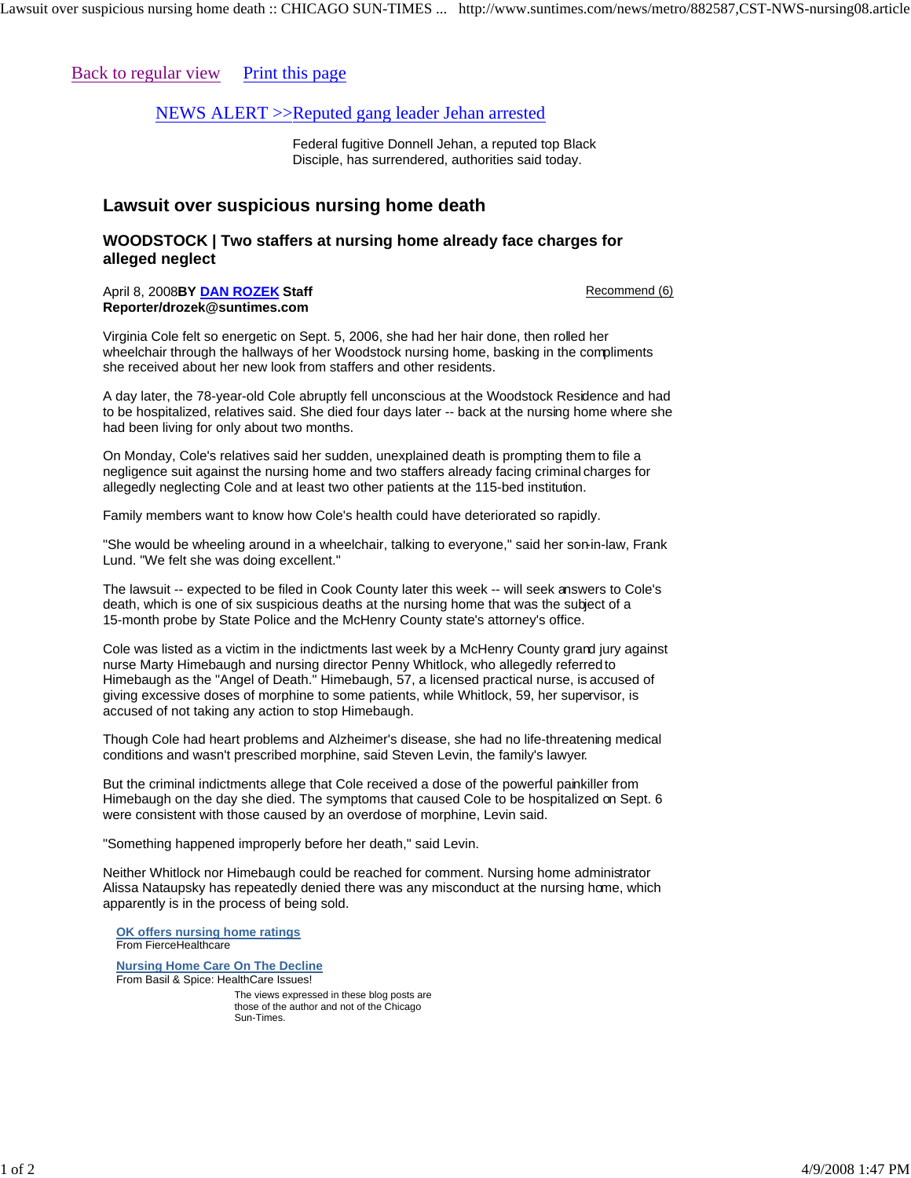Back to regular view    Print this page

NEWS ALERT >>Reputed gang leader Jehan arrested

Federal fugitive Donnell Jehan, a reputed top Black Disciple, has surrendered, authorities said today.

## Lawsuit over suspicious nursing home death

### WOODSTOCK | Two staffers at nursing home already face charges for alleged neglect

April 8, 2008**BY DAN ROZEK Staff Reporter/drozek@suntimes.com**

Recommend (6)

Virginia Cole felt so energetic on Sept. 5, 2006, she had her hair done, then rolled her wheelchair through the hallways of her Woodstock nursing home, basking in the compliments she received about her new look from staffers and other residents.

A day later, the 78-year-old Cole abruptly fell unconscious at the Woodstock Residence and had to be hospitalized, relatives said. She died four days later -- back at the nursing home where she had been living for only about two months.

On Monday, Cole's relatives said her sudden, unexplained death is prompting them to file a negligence suit against the nursing home and two staffers already facing criminal charges for allegedly neglecting Cole and at least two other patients at the 115-bed institution.

Family members want to know how Cole's health could have deteriorated so rapidly.

"She would be wheeling around in a wheelchair, talking to everyone," said her son-in-law, Frank Lund. "We felt she was doing excellent."

The lawsuit -- expected to be filed in Cook County later this week -- will seek answers to Cole's death, which is one of six suspicious deaths at the nursing home that was the subject of a 15-month probe by State Police and the McHenry County state's attorney's office.

Cole was listed as a victim in the indictments last week by a McHenry County grand jury against nurse Marty Himebaugh and nursing director Penny Whitlock, who allegedly referred to Himebaugh as the "Angel of Death." Himebaugh, 57, a licensed practical nurse, is accused of giving excessive doses of morphine to some patients, while Whitlock, 59, her supervisor, is accused of not taking any action to stop Himebaugh.

Though Cole had heart problems and Alzheimer's disease, she had no life-threatening medical conditions and wasn't prescribed morphine, said Steven Levin, the family's lawyer.

But the criminal indictments allege that Cole received a dose of the powerful painkiller from Himebaugh on the day she died. The symptoms that caused Cole to be hospitalized on Sept. 6 were consistent with those caused by an overdose of morphine, Levin said.

"Something happened improperly before her death," said Levin.

Neither Whitlock nor Himebaugh could be reached for comment. Nursing home administrator Alissa Nataupsky has repeatedly denied there was any misconduct at the nursing home, which apparently is in the process of being sold.

**OK offers nursing home ratings**
From FierceHealthcare

**Nursing Home Care On The Decline**
From Basil & Spice: HealthCare Issues!

The views expressed in these blog posts are those of the author and not of the Chicago Sun-Times.